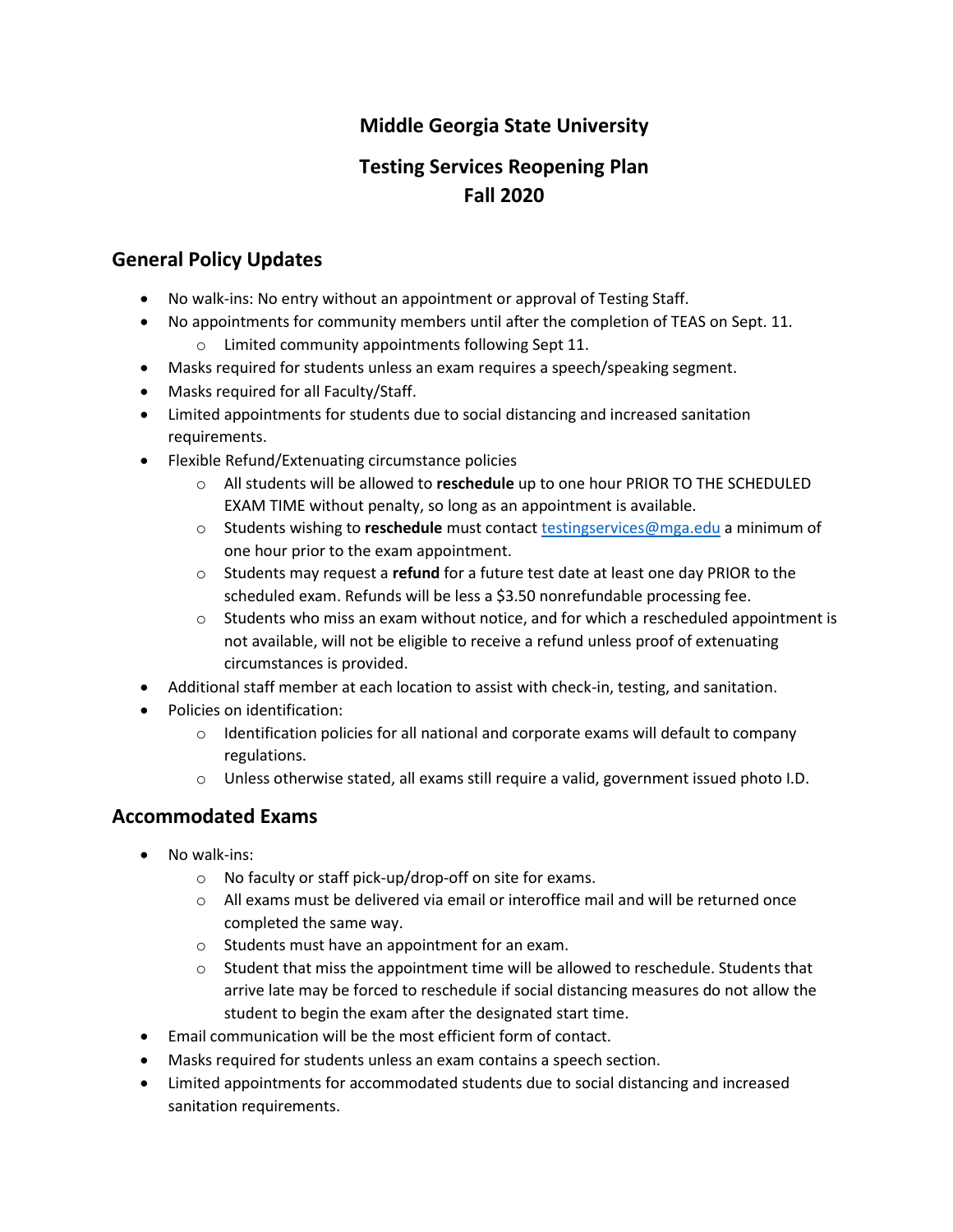# Middle Georgia State University

## Testing Services Reopening Plan
## Fall 2020

## General Policy Updates

- No walk-ins: No entry without an appointment or approval of Testing Staff.
- No appointments for community members until after the completion of TEAS on Sept. 11.
  - Limited community appointments following Sept 11.
- Masks required for students unless an exam requires a speech/speaking segment.
- Masks required for all Faculty/Staff.
- Limited appointments for students due to social distancing and increased sanitation requirements.
- Flexible Refund/Extenuating circumstance policies
  - All students will be allowed to **reschedule** up to one hour PRIOR TO THE SCHEDULED EXAM TIME without penalty, so long as an appointment is available.
  - Students wishing to **reschedule** must contact testingservices@mga.edu a minimum of one hour prior to the exam appointment.
  - Students may request a **refund** for a future test date at least one day PRIOR to the scheduled exam. Refunds will be less a $3.50 nonrefundable processing fee.
  - Students who miss an exam without notice, and for which a rescheduled appointment is not available, will not be eligible to receive a refund unless proof of extenuating circumstances is provided.
- Additional staff member at each location to assist with check-in, testing, and sanitation.
- Policies on identification:
  - Identification policies for all national and corporate exams will default to company regulations.
  - Unless otherwise stated, all exams still require a valid, government issued photo I.D.

## Accommodated Exams

- No walk-ins:
  - No faculty or staff pick-up/drop-off on site for exams.
  - All exams must be delivered via email or interoffice mail and will be returned once completed the same way.
  - Students must have an appointment for an exam.
  - Student that miss the appointment time will be allowed to reschedule. Students that arrive late may be forced to reschedule if social distancing measures do not allow the student to begin the exam after the designated start time.
- Email communication will be the most efficient form of contact.
- Masks required for students unless an exam contains a speech section.
- Limited appointments for accommodated students due to social distancing and increased sanitation requirements.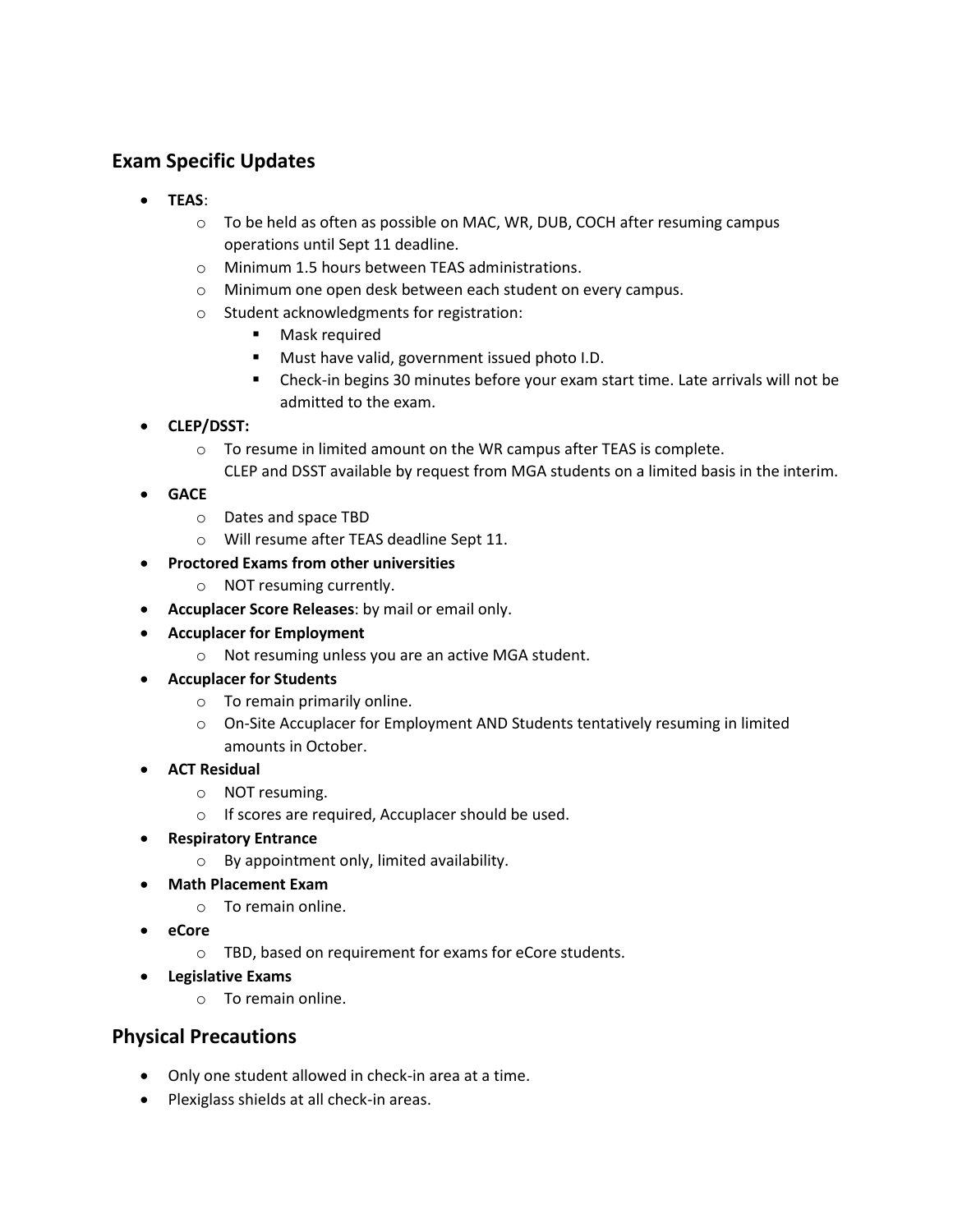## Exam Specific Updates

- **TEAS**:
    - To be held as often as possible on MAC, WR, DUB, COCH after resuming campus operations until Sept 11 deadline.
    - Minimum 1.5 hours between TEAS administrations.
    - Minimum one open desk between each student on every campus.
    - Student acknowledgments for registration:
        - Mask required
        - Must have valid, government issued photo I.D.
        - Check-in begins 30 minutes before your exam start time. Late arrivals will not be admitted to the exam.
- **CLEP/DSST:**
    - To resume in limited amount on the WR campus after TEAS is complete.
      CLEP and DSST available by request from MGA students on a limited basis in the interim.
- **GACE**
    - Dates and space TBD
    - Will resume after TEAS deadline Sept 11.
- **Proctored Exams from other universities**
    - NOT resuming currently.
- **Accuplacer Score Releases**: by mail or email only.
- **Accuplacer for Employment**
    - Not resuming unless you are an active MGA student.
- **Accuplacer for Students**
    - To remain primarily online.
    - On-Site Accuplacer for Employment AND Students tentatively resuming in limited amounts in October.
- **ACT Residual**
    - NOT resuming.
    - If scores are required, Accuplacer should be used.
- **Respiratory Entrance**
    - By appointment only, limited availability.
- **Math Placement Exam**
    - To remain online.
- **eCore**
    - TBD, based on requirement for exams for eCore students.
- **Legislative Exams**
    - To remain online.

## Physical Precautions

- Only one student allowed in check-in area at a time.
- Plexiglass shields at all check-in areas.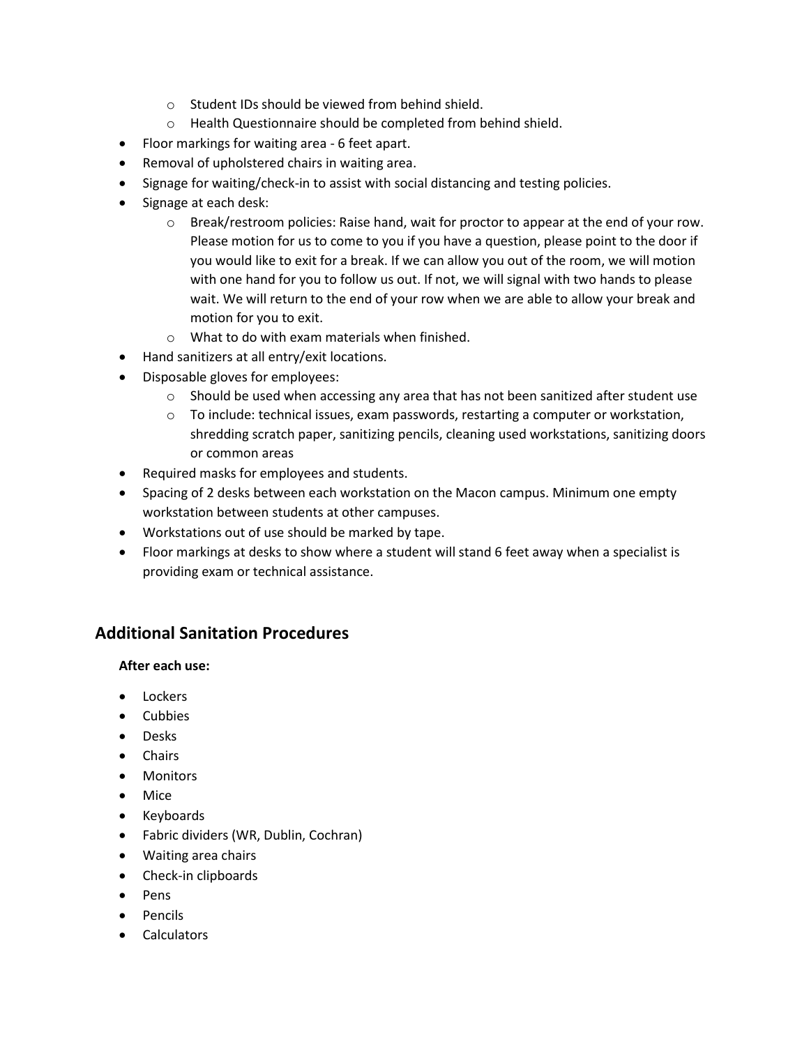- Student IDs should be viewed from behind shield.
  - Health Questionnaire should be completed from behind shield.
- Floor markings for waiting area - 6 feet apart.
- Removal of upholstered chairs in waiting area.
- Signage for waiting/check-in to assist with social distancing and testing policies.
- Signage at each desk:
  - Break/restroom policies: Raise hand, wait for proctor to appear at the end of your row. Please motion for us to come to you if you have a question, please point to the door if you would like to exit for a break. If we can allow you out of the room, we will motion with one hand for you to follow us out. If not, we will signal with two hands to please wait. We will return to the end of your row when we are able to allow your break and motion for you to exit.
  - What to do with exam materials when finished.
- Hand sanitizers at all entry/exit locations.
- Disposable gloves for employees:
  - Should be used when accessing any area that has not been sanitized after student use
  - To include: technical issues, exam passwords, restarting a computer or workstation, shredding scratch paper, sanitizing pencils, cleaning used workstations, sanitizing doors or common areas
- Required masks for employees and students.
- Spacing of 2 desks between each workstation on the Macon campus. Minimum one empty workstation between students at other campuses.
- Workstations out of use should be marked by tape.
- Floor markings at desks to show where a student will stand 6 feet away when a specialist is providing exam or technical assistance.

## Additional Sanitation Procedures

**After each use:**

- Lockers
- Cubbies
- Desks
- Chairs
- Monitors
- Mice
- Keyboards
- Fabric dividers (WR, Dublin, Cochran)
- Waiting area chairs
- Check-in clipboards
- Pens
- Pencils
- Calculators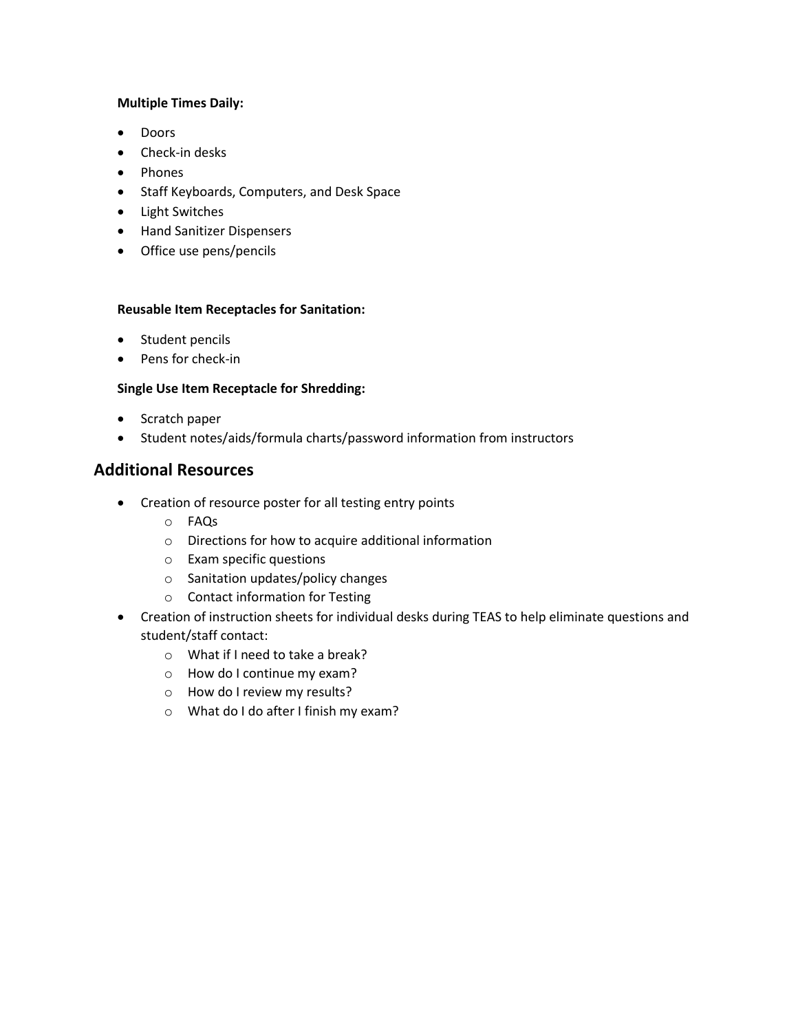**Multiple Times Daily:**

- Doors
- Check-in desks
- Phones
- Staff Keyboards, Computers, and Desk Space
- Light Switches
- Hand Sanitizer Dispensers
- Office use pens/pencils

**Reusable Item Receptacles for Sanitation:**

- Student pencils
- Pens for check-in

**Single Use Item Receptacle for Shredding:**

- Scratch paper
- Student notes/aids/formula charts/password information from instructors

## Additional Resources

- Creation of resource poster for all testing entry points
  - FAQs
  - Directions for how to acquire additional information
  - Exam specific questions
  - Sanitation updates/policy changes
  - Contact information for Testing
- Creation of instruction sheets for individual desks during TEAS to help eliminate questions and student/staff contact:
  - What if I need to take a break?
  - How do I continue my exam?
  - How do I review my results?
  - What do I do after I finish my exam?